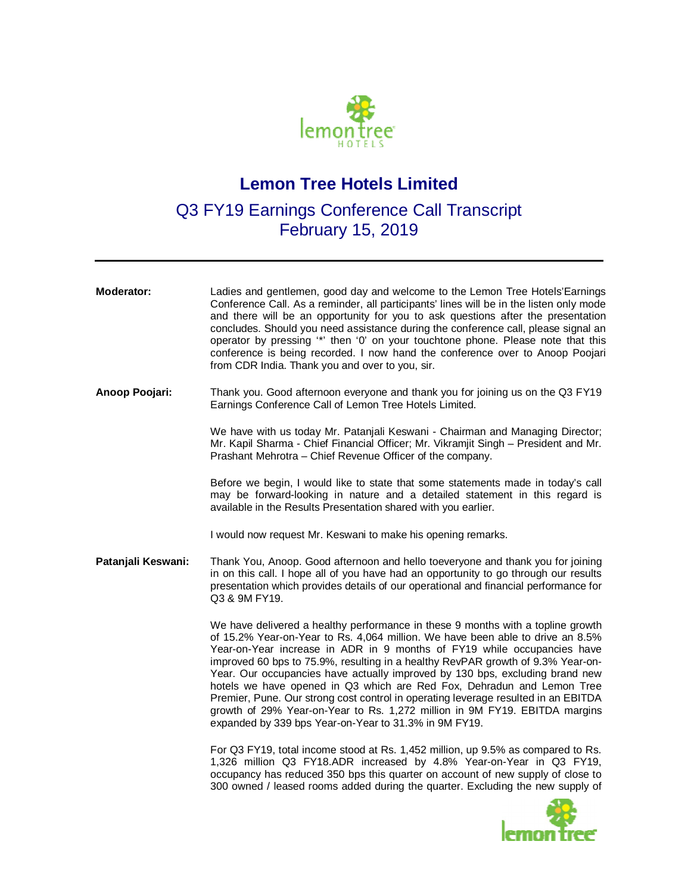# Lemon Tree Hotels Limited

## Q3 FY19 Earnings Conference Call Transcript
## February 15, 2019

---

**Moderator:** Ladies and gentlemen, good day and welcome to the Lemon Tree Hotels'Earnings Conference Call. As a reminder, all participants' lines will be in the listen only mode and there will be an opportunity for you to ask questions after the presentation concludes. Should you need assistance during the conference call, please signal an operator by pressing '*' then '0' on your touchtone phone. Please note that this conference is being recorded. I now hand the conference over to Anoop Poojari from CDR India. Thank you and over to you, sir.

**Anoop Poojari:** Thank you. Good afternoon everyone and thank you for joining us on the Q3 FY19 Earnings Conference Call of Lemon Tree Hotels Limited.

We have with us today Mr. Patanjali Keswani - Chairman and Managing Director; Mr. Kapil Sharma - Chief Financial Officer; Mr. Vikramjit Singh – President and Mr. Prashant Mehrotra – Chief Revenue Officer of the company.

Before we begin, I would like to state that some statements made in today's call may be forward-looking in nature and a detailed statement in this regard is available in the Results Presentation shared with you earlier.

I would now request Mr. Keswani to make his opening remarks.

**Patanjali Keswani:** Thank You, Anoop. Good afternoon and hello toeveryone and thank you for joining in on this call. I hope all of you have had an opportunity to go through our results presentation which provides details of our operational and financial performance for Q3 & 9M FY19.

We have delivered a healthy performance in these 9 months with a topline growth of 15.2% Year-on-Year to Rs. 4,064 million. We have been able to drive an 8.5% Year-on-Year increase in ADR in 9 months of FY19 while occupancies have improved 60 bps to 75.9%, resulting in a healthy RevPAR growth of 9.3% Year-on-Year. Our occupancies have actually improved by 130 bps, excluding brand new hotels we have opened in Q3 which are Red Fox, Dehradun and Lemon Tree Premier, Pune. Our strong cost control in operating leverage resulted in an EBITDA growth of 29% Year-on-Year to Rs. 1,272 million in 9M FY19. EBITDA margins expanded by 339 bps Year-on-Year to 31.3% in 9M FY19.

For Q3 FY19, total income stood at Rs. 1,452 million, up 9.5% as compared to Rs. 1,326 million Q3 FY18.ADR increased by 4.8% Year-on-Year in Q3 FY19, occupancy has reduced 350 bps this quarter on account of new supply of close to 300 owned / leased rooms added during the quarter. Excluding the new supply of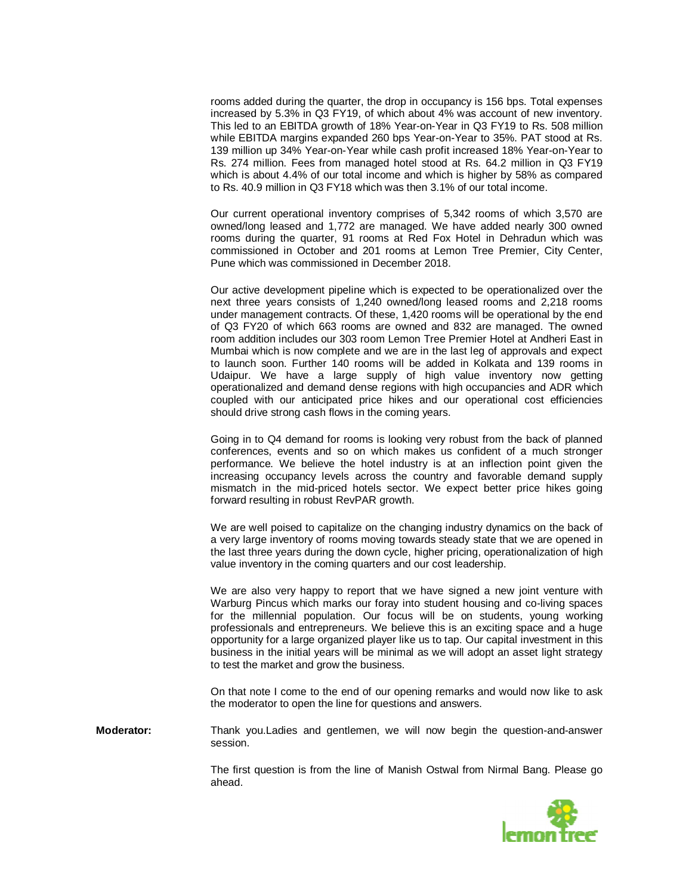rooms added during the quarter, the drop in occupancy is 156 bps. Total expenses increased by 5.3% in Q3 FY19, of which about 4% was account of new inventory. This led to an EBITDA growth of 18% Year-on-Year in Q3 FY19 to Rs. 508 million while EBITDA margins expanded 260 bps Year-on-Year to 35%. PAT stood at Rs. 139 million up 34% Year-on-Year while cash profit increased 18% Year-on-Year to Rs. 274 million. Fees from managed hotel stood at Rs. 64.2 million in Q3 FY19 which is about 4.4% of our total income and which is higher by 58% as compared to Rs. 40.9 million in Q3 FY18 which was then 3.1% of our total income.

Our current operational inventory comprises of 5,342 rooms of which 3,570 are owned/long leased and 1,772 are managed. We have added nearly 300 owned rooms during the quarter, 91 rooms at Red Fox Hotel in Dehradun which was commissioned in October and 201 rooms at Lemon Tree Premier, City Center, Pune which was commissioned in December 2018.

Our active development pipeline which is expected to be operationalized over the next three years consists of 1,240 owned/long leased rooms and 2,218 rooms under management contracts. Of these, 1,420 rooms will be operational by the end of Q3 FY20 of which 663 rooms are owned and 832 are managed. The owned room addition includes our 303 room Lemon Tree Premier Hotel at Andheri East in Mumbai which is now complete and we are in the last leg of approvals and expect to launch soon. Further 140 rooms will be added in Kolkata and 139 rooms in Udaipur. We have a large supply of high value inventory now getting operationalized and demand dense regions with high occupancies and ADR which coupled with our anticipated price hikes and our operational cost efficiencies should drive strong cash flows in the coming years.

Going in to Q4 demand for rooms is looking very robust from the back of planned conferences, events and so on which makes us confident of a much stronger performance. We believe the hotel industry is at an inflection point given the increasing occupancy levels across the country and favorable demand supply mismatch in the mid-priced hotels sector. We expect better price hikes going forward resulting in robust RevPAR growth.

We are well poised to capitalize on the changing industry dynamics on the back of a very large inventory of rooms moving towards steady state that we are opened in the last three years during the down cycle, higher pricing, operationalization of high value inventory in the coming quarters and our cost leadership.

We are also very happy to report that we have signed a new joint venture with Warburg Pincus which marks our foray into student housing and co-living spaces for the millennial population. Our focus will be on students, young working professionals and entrepreneurs. We believe this is an exciting space and a huge opportunity for a large organized player like us to tap. Our capital investment in this business in the initial years will be minimal as we will adopt an asset light strategy to test the market and grow the business.

On that note I come to the end of our opening remarks and would now like to ask the moderator to open the line for questions and answers.

**Moderator:** Thank you.Ladies and gentlemen, we will now begin the question-and-answer session.

The first question is from the line of Manish Ostwal from Nirmal Bang. Please go ahead.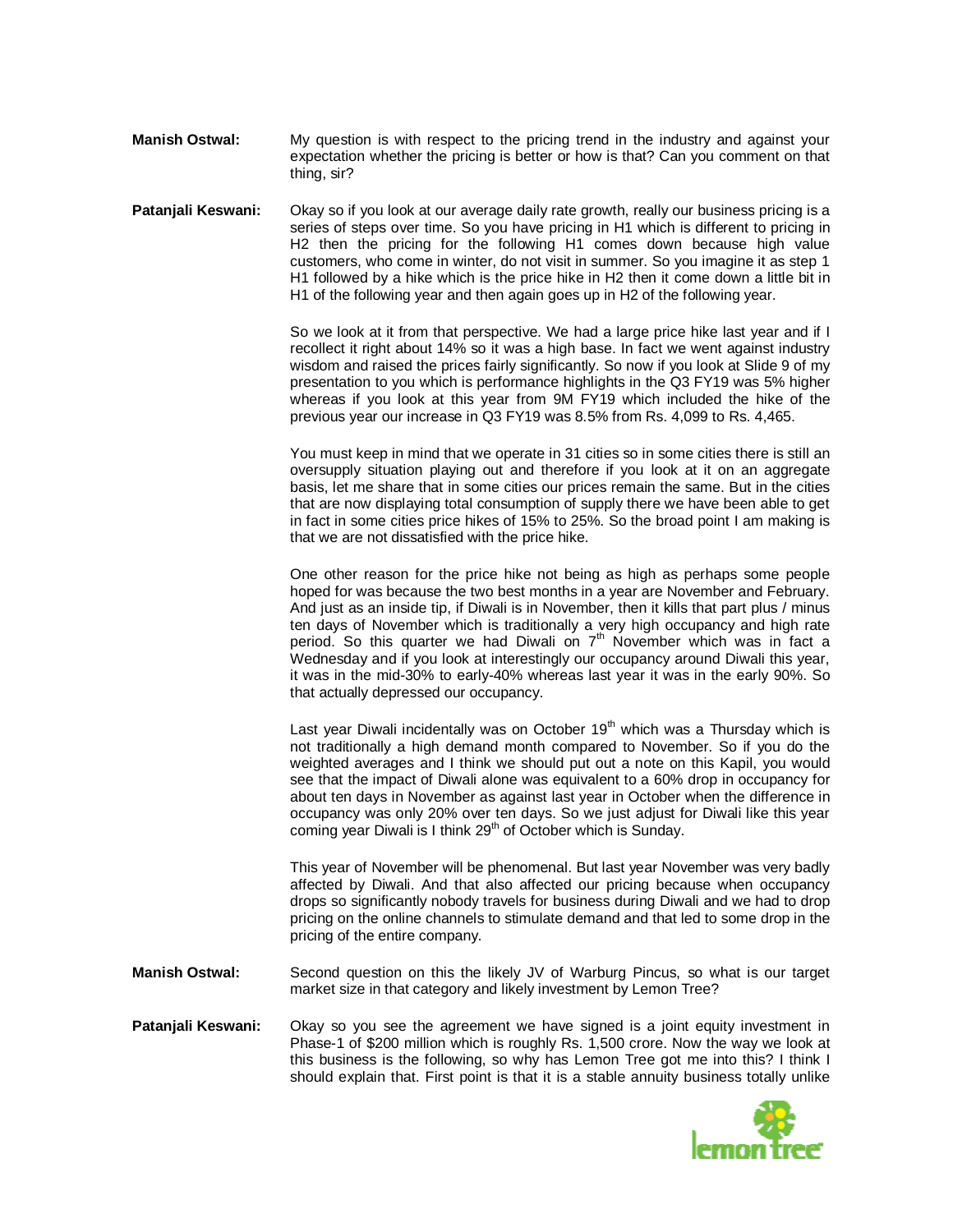**Manish Ostwal:** My question is with respect to the pricing trend in the industry and against your expectation whether the pricing is better or how is that? Can you comment on that thing, sir?

**Patanjali Keswani:** Okay so if you look at our average daily rate growth, really our business pricing is a series of steps over time. So you have pricing in H1 which is different to pricing in H2 then the pricing for the following H1 comes down because high value customers, who come in winter, do not visit in summer. So you imagine it as step 1 H1 followed by a hike which is the price hike in H2 then it come down a little bit in H1 of the following year and then again goes up in H2 of the following year.

So we look at it from that perspective. We had a large price hike last year and if I recollect it right about 14% so it was a high base. In fact we went against industry wisdom and raised the prices fairly significantly. So now if you look at Slide 9 of my presentation to you which is performance highlights in the Q3 FY19 was 5% higher whereas if you look at this year from 9M FY19 which included the hike of the previous year our increase in Q3 FY19 was 8.5% from Rs. 4,099 to Rs. 4,465.

You must keep in mind that we operate in 31 cities so in some cities there is still an oversupply situation playing out and therefore if you look at it on an aggregate basis, let me share that in some cities our prices remain the same. But in the cities that are now displaying total consumption of supply there we have been able to get in fact in some cities price hikes of 15% to 25%. So the broad point I am making is that we are not dissatisfied with the price hike.

One other reason for the price hike not being as high as perhaps some people hoped for was because the two best months in a year are November and February. And just as an inside tip, if Diwali is in November, then it kills that part plus / minus ten days of November which is traditionally a very high occupancy and high rate period. So this quarter we had Diwali on 7th November which was in fact a Wednesday and if you look at interestingly our occupancy around Diwali this year, it was in the mid-30% to early-40% whereas last year it was in the early 90%. So that actually depressed our occupancy.

Last year Diwali incidentally was on October 19th which was a Thursday which is not traditionally a high demand month compared to November. So if you do the weighted averages and I think we should put out a note on this Kapil, you would see that the impact of Diwali alone was equivalent to a 60% drop in occupancy for about ten days in November as against last year in October when the difference in occupancy was only 20% over ten days. So we just adjust for Diwali like this year coming year Diwali is I think 29th of October which is Sunday.

This year of November will be phenomenal. But last year November was very badly affected by Diwali. And that also affected our pricing because when occupancy drops so significantly nobody travels for business during Diwali and we had to drop pricing on the online channels to stimulate demand and that led to some drop in the pricing of the entire company.

**Manish Ostwal:** Second question on this the likely JV of Warburg Pincus, so what is our target market size in that category and likely investment by Lemon Tree?

**Patanjali Keswani:** Okay so you see the agreement we have signed is a joint equity investment in Phase-1 of $200 million which is roughly Rs. 1,500 crore. Now the way we look at this business is the following, so why has Lemon Tree got me into this? I think I should explain that. First point is that it is a stable annuity business totally unlike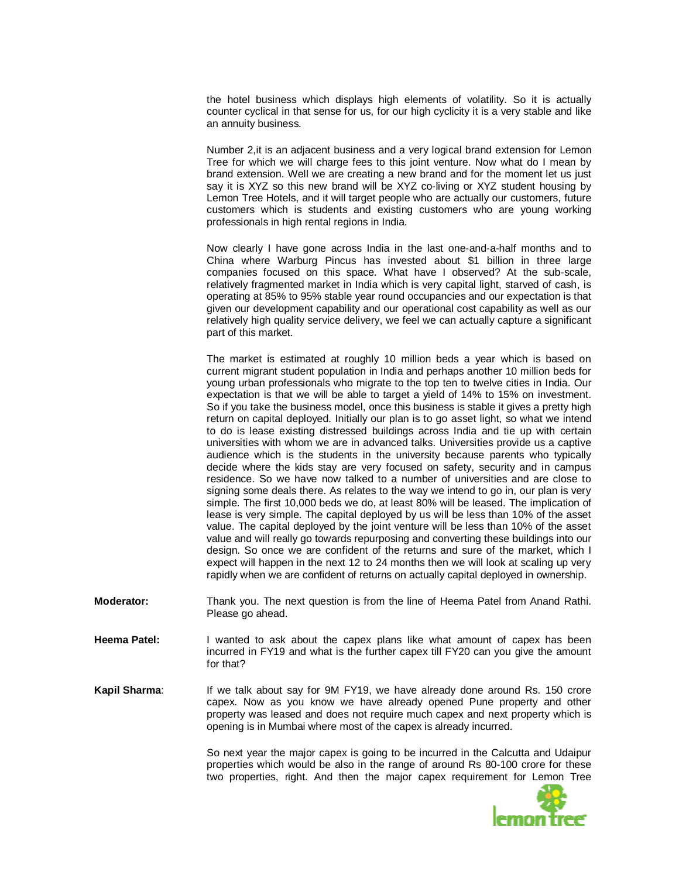the hotel business which displays high elements of volatility. So it is actually counter cyclical in that sense for us, for our high cyclicity it is a very stable and like an annuity business.

Number 2,it is an adjacent business and a very logical brand extension for Lemon Tree for which we will charge fees to this joint venture. Now what do I mean by brand extension. Well we are creating a new brand and for the moment let us just say it is XYZ so this new brand will be XYZ co-living or XYZ student housing by Lemon Tree Hotels, and it will target people who are actually our customers, future customers which is students and existing customers who are young working professionals in high rental regions in India.

Now clearly I have gone across India in the last one-and-a-half months and to China where Warburg Pincus has invested about $1 billion in three large companies focused on this space. What have I observed? At the sub-scale, relatively fragmented market in India which is very capital light, starved of cash, is operating at 85% to 95% stable year round occupancies and our expectation is that given our development capability and our operational cost capability as well as our relatively high quality service delivery, we feel we can actually capture a significant part of this market.

The market is estimated at roughly 10 million beds a year which is based on current migrant student population in India and perhaps another 10 million beds for young urban professionals who migrate to the top ten to twelve cities in India. Our expectation is that we will be able to target a yield of 14% to 15% on investment. So if you take the business model, once this business is stable it gives a pretty high return on capital deployed. Initially our plan is to go asset light, so what we intend to do is lease existing distressed buildings across India and tie up with certain universities with whom we are in advanced talks. Universities provide us a captive audience which is the students in the university because parents who typically decide where the kids stay are very focused on safety, security and in campus residence. So we have now talked to a number of universities and are close to signing some deals there. As relates to the way we intend to go in, our plan is very simple. The first 10,000 beds we do, at least 80% will be leased. The implication of lease is very simple. The capital deployed by us will be less than 10% of the asset value. The capital deployed by the joint venture will be less than 10% of the asset value and will really go towards repurposing and converting these buildings into our design. So once we are confident of the returns and sure of the market, which I expect will happen in the next 12 to 24 months then we will look at scaling up very rapidly when we are confident of returns on actually capital deployed in ownership.

**Moderator:** Thank you. The next question is from the line of Heema Patel from Anand Rathi. Please go ahead.

**Heema Patel:** I wanted to ask about the capex plans like what amount of capex has been incurred in FY19 and what is the further capex till FY20 can you give the amount for that?

**Kapil Sharma**: If we talk about say for 9M FY19, we have already done around Rs. 150 crore capex. Now as you know we have already opened Pune property and other property was leased and does not require much capex and next property which is opening is in Mumbai where most of the capex is already incurred.

So next year the major capex is going to be incurred in the Calcutta and Udaipur properties which would be also in the range of around Rs 80-100 crore for these two properties, right. And then the major capex requirement for Lemon Tree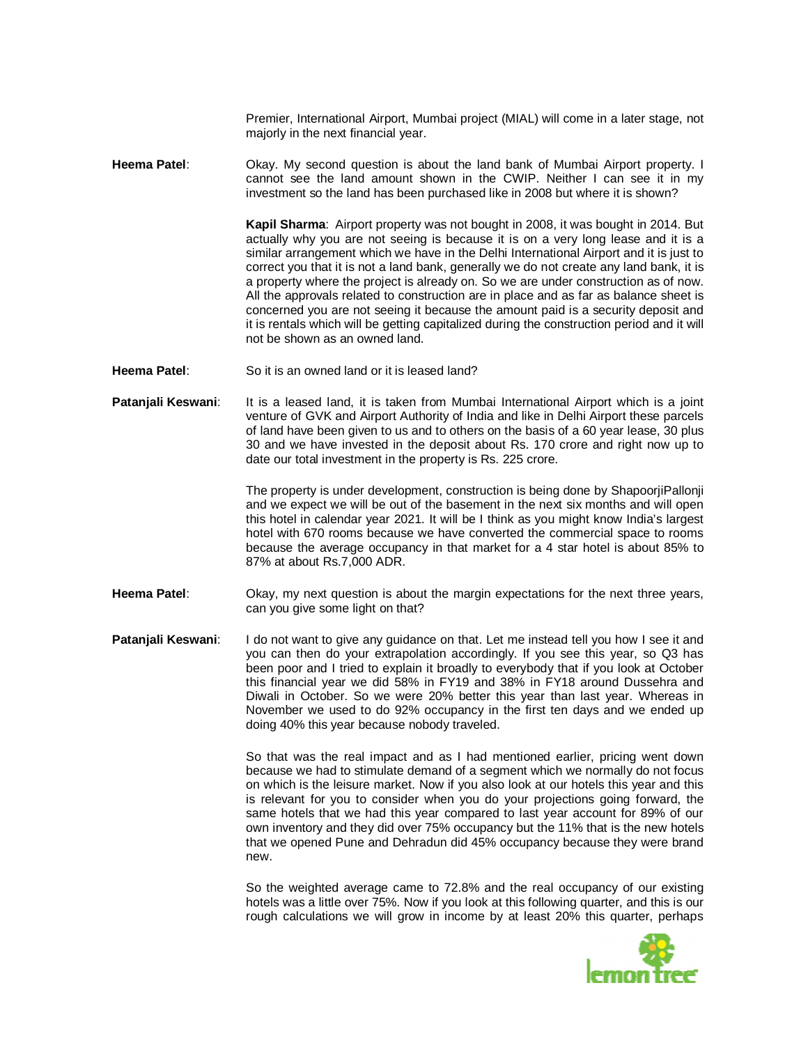Premier, International Airport, Mumbai project (MIAL) will come in a later stage, not majorly in the next financial year.

**Heema Patel**: Okay. My second question is about the land bank of Mumbai Airport property. I cannot see the land amount shown in the CWIP. Neither I can see it in my investment so the land has been purchased like in 2008 but where it is shown?

**Kapil Sharma**: Airport property was not bought in 2008, it was bought in 2014. But actually why you are not seeing is because it is on a very long lease and it is a similar arrangement which we have in the Delhi International Airport and it is just to correct you that it is not a land bank, generally we do not create any land bank, it is a property where the project is already on. So we are under construction as of now. All the approvals related to construction are in place and as far as balance sheet is concerned you are not seeing it because the amount paid is a security deposit and it is rentals which will be getting capitalized during the construction period and it will not be shown as an owned land.

**Heema Patel**: So it is an owned land or it is leased land?

**Patanjali Keswani**: It is a leased land, it is taken from Mumbai International Airport which is a joint venture of GVK and Airport Authority of India and like in Delhi Airport these parcels of land have been given to us and to others on the basis of a 60 year lease, 30 plus 30 and we have invested in the deposit about Rs. 170 crore and right now up to date our total investment in the property is Rs. 225 crore.

The property is under development, construction is being done by ShapoorjiPallonji and we expect we will be out of the basement in the next six months and will open this hotel in calendar year 2021. It will be I think as you might know India's largest hotel with 670 rooms because we have converted the commercial space to rooms because the average occupancy in that market for a 4 star hotel is about 85% to 87% at about Rs.7,000 ADR.

**Heema Patel**: Okay, my next question is about the margin expectations for the next three years, can you give some light on that?

**Patanjali Keswani**: I do not want to give any guidance on that. Let me instead tell you how I see it and you can then do your extrapolation accordingly. If you see this year, so Q3 has been poor and I tried to explain it broadly to everybody that if you look at October this financial year we did 58% in FY19 and 38% in FY18 around Dussehra and Diwali in October. So we were 20% better this year than last year. Whereas in November we used to do 92% occupancy in the first ten days and we ended up doing 40% this year because nobody traveled.

So that was the real impact and as I had mentioned earlier, pricing went down because we had to stimulate demand of a segment which we normally do not focus on which is the leisure market. Now if you also look at our hotels this year and this is relevant for you to consider when you do your projections going forward, the same hotels that we had this year compared to last year account for 89% of our own inventory and they did over 75% occupancy but the 11% that is the new hotels that we opened Pune and Dehradun did 45% occupancy because they were brand new.

So the weighted average came to 72.8% and the real occupancy of our existing hotels was a little over 75%. Now if you look at this following quarter, and this is our rough calculations we will grow in income by at least 20% this quarter, perhaps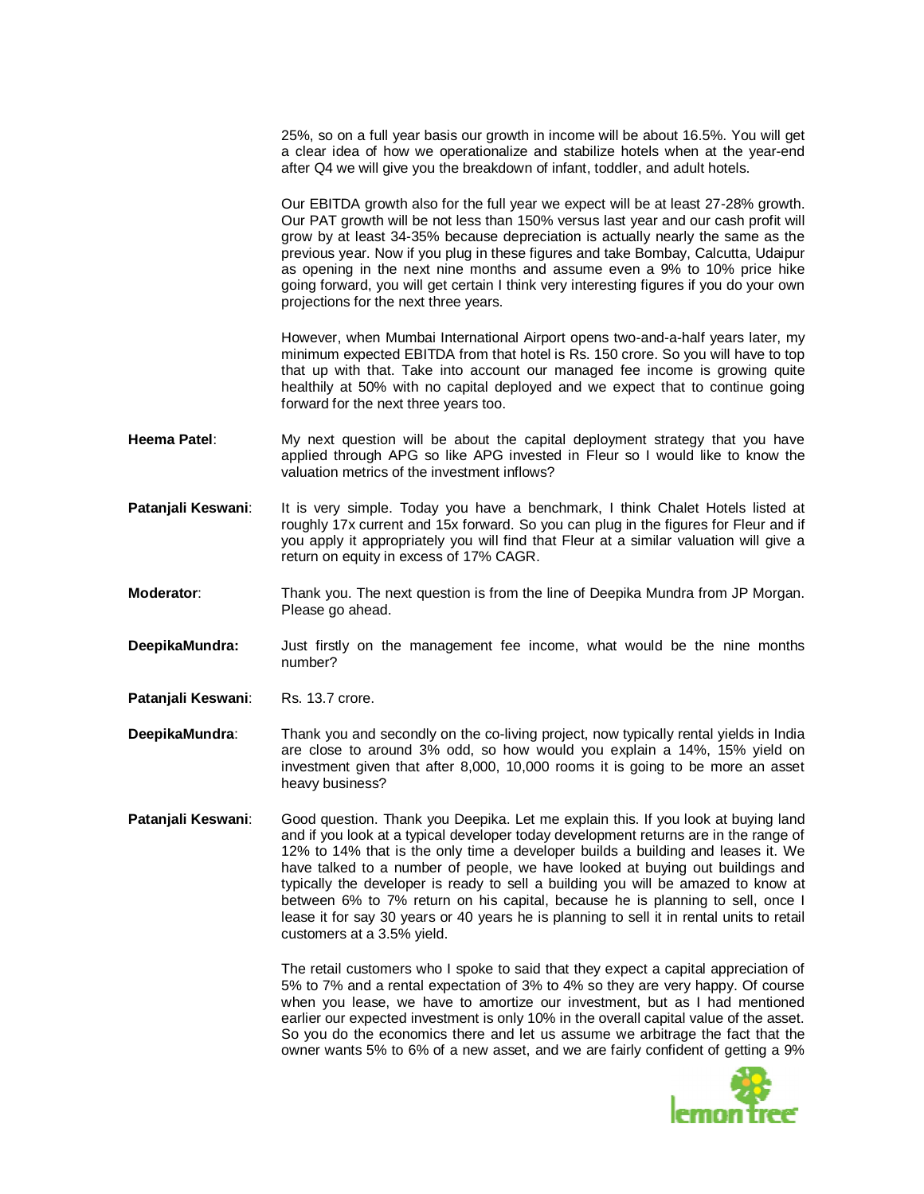25%, so on a full year basis our growth in income will be about 16.5%. You will get a clear idea of how we operationalize and stabilize hotels when at the year-end after Q4 we will give you the breakdown of infant, toddler, and adult hotels.

Our EBITDA growth also for the full year we expect will be at least 27-28% growth. Our PAT growth will be not less than 150% versus last year and our cash profit will grow by at least 34-35% because depreciation is actually nearly the same as the previous year. Now if you plug in these figures and take Bombay, Calcutta, Udaipur as opening in the next nine months and assume even a 9% to 10% price hike going forward, you will get certain I think very interesting figures if you do your own projections for the next three years.

However, when Mumbai International Airport opens two-and-a-half years later, my minimum expected EBITDA from that hotel is Rs. 150 crore. So you will have to top that up with that. Take into account our managed fee income is growing quite healthily at 50% with no capital deployed and we expect that to continue going forward for the next three years too.

**Heema Patel**: My next question will be about the capital deployment strategy that you have applied through APG so like APG invested in Fleur so I would like to know the valuation metrics of the investment inflows?

**Patanjali Keswani**: It is very simple. Today you have a benchmark, I think Chalet Hotels listed at roughly 17x current and 15x forward. So you can plug in the figures for Fleur and if you apply it appropriately you will find that Fleur at a similar valuation will give a return on equity in excess of 17% CAGR.

**Moderator**: Thank you. The next question is from the line of Deepika Mundra from JP Morgan. Please go ahead.

**DeepikaMundra:** Just firstly on the management fee income, what would be the nine months number?

**Patanjali Keswani**: Rs. 13.7 crore.

**DeepikaMundra**: Thank you and secondly on the co-living project, now typically rental yields in India are close to around 3% odd, so how would you explain a 14%, 15% yield on investment given that after 8,000, 10,000 rooms it is going to be more an asset heavy business?

**Patanjali Keswani**: Good question. Thank you Deepika. Let me explain this. If you look at buying land and if you look at a typical developer today development returns are in the range of 12% to 14% that is the only time a developer builds a building and leases it. We have talked to a number of people, we have looked at buying out buildings and typically the developer is ready to sell a building you will be amazed to know at between 6% to 7% return on his capital, because he is planning to sell, once I lease it for say 30 years or 40 years he is planning to sell it in rental units to retail customers at a 3.5% yield.

The retail customers who I spoke to said that they expect a capital appreciation of 5% to 7% and a rental expectation of 3% to 4% so they are very happy. Of course when you lease, we have to amortize our investment, but as I had mentioned earlier our expected investment is only 10% in the overall capital value of the asset. So you do the economics there and let us assume we arbitrage the fact that the owner wants 5% to 6% of a new asset, and we are fairly confident of getting a 9%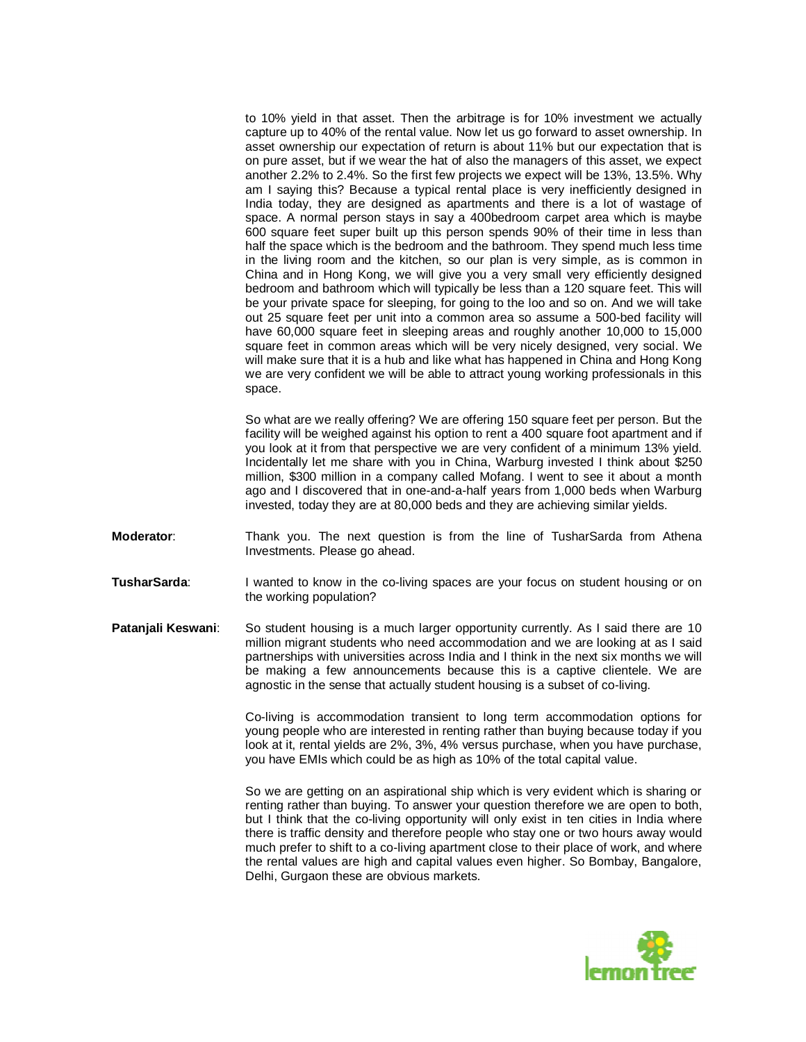to 10% yield in that asset. Then the arbitrage is for 10% investment we actually capture up to 40% of the rental value. Now let us go forward to asset ownership. In asset ownership our expectation of return is about 11% but our expectation that is on pure asset, but if we wear the hat of also the managers of this asset, we expect another 2.2% to 2.4%. So the first few projects we expect will be 13%, 13.5%. Why am I saying this? Because a typical rental place is very inefficiently designed in India today, they are designed as apartments and there is a lot of wastage of space. A normal person stays in say a 400bedroom carpet area which is maybe 600 square feet super built up this person spends 90% of their time in less than half the space which is the bedroom and the bathroom. They spend much less time in the living room and the kitchen, so our plan is very simple, as is common in China and in Hong Kong, we will give you a very small very efficiently designed bedroom and bathroom which will typically be less than a 120 square feet. This will be your private space for sleeping, for going to the loo and so on. And we will take out 25 square feet per unit into a common area so assume a 500-bed facility will have 60,000 square feet in sleeping areas and roughly another 10,000 to 15,000 square feet in common areas which will be very nicely designed, very social. We will make sure that it is a hub and like what has happened in China and Hong Kong we are very confident we will be able to attract young working professionals in this space.

So what are we really offering? We are offering 150 square feet per person. But the facility will be weighed against his option to rent a 400 square foot apartment and if you look at it from that perspective we are very confident of a minimum 13% yield. Incidentally let me share with you in China, Warburg invested I think about $250 million, $300 million in a company called Mofang. I went to see it about a month ago and I discovered that in one-and-a-half years from 1,000 beds when Warburg invested, today they are at 80,000 beds and they are achieving similar yields.

**Moderator**: Thank you. The next question is from the line of TusharSarda from Athena Investments. Please go ahead.

**TusharSarda**: I wanted to know in the co-living spaces are your focus on student housing or on the working population?

**Patanjali Keswani**: So student housing is a much larger opportunity currently. As I said there are 10 million migrant students who need accommodation and we are looking at as I said partnerships with universities across India and I think in the next six months we will be making a few announcements because this is a captive clientele. We are agnostic in the sense that actually student housing is a subset of co-living.

Co-living is accommodation transient to long term accommodation options for young people who are interested in renting rather than buying because today if you look at it, rental yields are 2%, 3%, 4% versus purchase, when you have purchase, you have EMIs which could be as high as 10% of the total capital value.

So we are getting on an aspirational ship which is very evident which is sharing or renting rather than buying. To answer your question therefore we are open to both, but I think that the co-living opportunity will only exist in ten cities in India where there is traffic density and therefore people who stay one or two hours away would much prefer to shift to a co-living apartment close to their place of work, and where the rental values are high and capital values even higher. So Bombay, Bangalore, Delhi, Gurgaon these are obvious markets.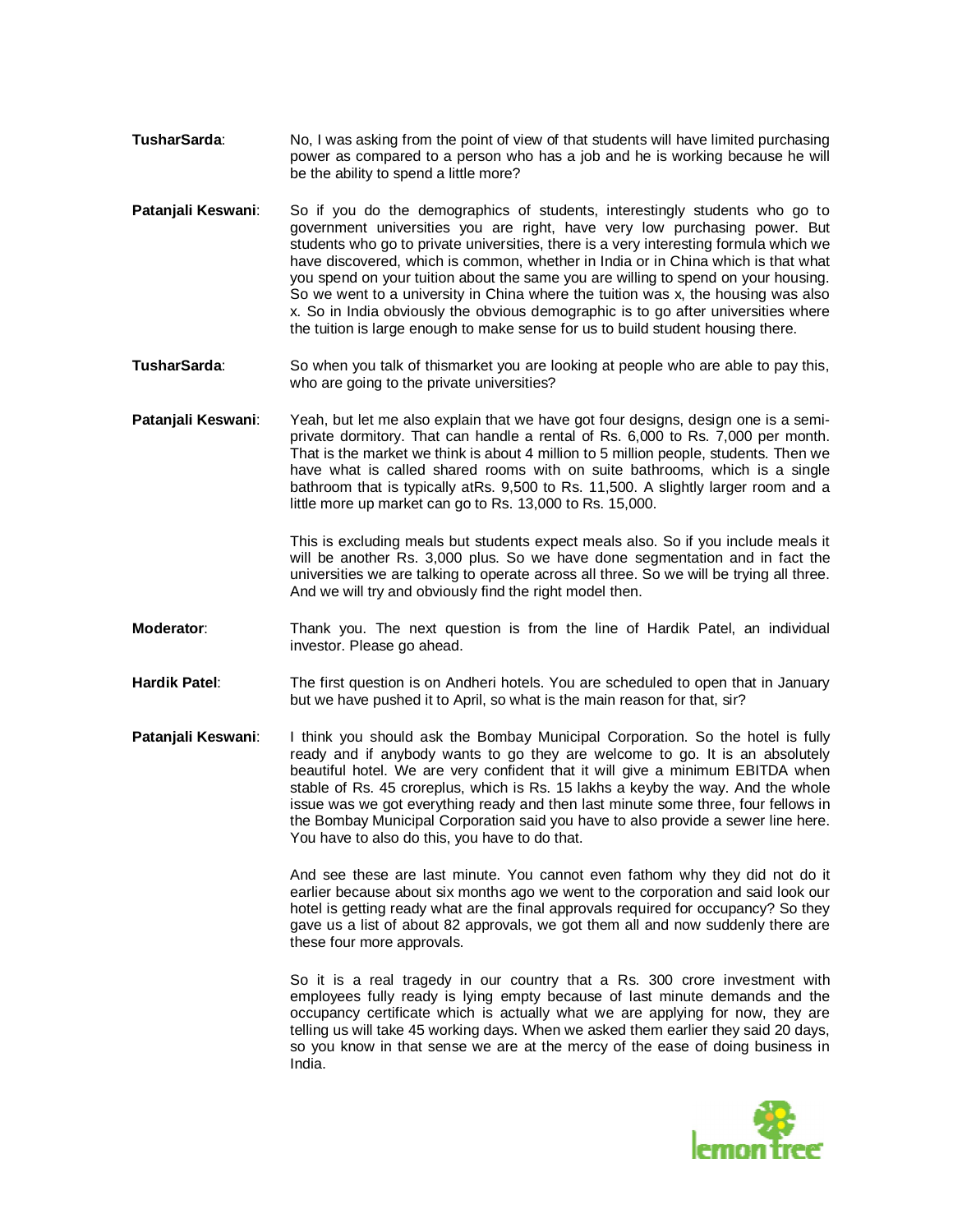**TusharSarda**: No, I was asking from the point of view of that students will have limited purchasing power as compared to a person who has a job and he is working because he will be the ability to spend a little more?

**Patanjali Keswani**: So if you do the demographics of students, interestingly students who go to government universities you are right, have very low purchasing power. But students who go to private universities, there is a very interesting formula which we have discovered, which is common, whether in India or in China which is that what you spend on your tuition about the same you are willing to spend on your housing. So we went to a university in China where the tuition was x, the housing was also x. So in India obviously the obvious demographic is to go after universities where the tuition is large enough to make sense for us to build student housing there.

**TusharSarda**: So when you talk of thismarket you are looking at people who are able to pay this, who are going to the private universities?

**Patanjali Keswani**: Yeah, but let me also explain that we have got four designs, design one is a semi-private dormitory. That can handle a rental of Rs. 6,000 to Rs. 7,000 per month. That is the market we think is about 4 million to 5 million people, students. Then we have what is called shared rooms with on suite bathrooms, which is a single bathroom that is typically atRs. 9,500 to Rs. 11,500. A slightly larger room and a little more up market can go to Rs. 13,000 to Rs. 15,000.

This is excluding meals but students expect meals also. So if you include meals it will be another Rs. 3,000 plus. So we have done segmentation and in fact the universities we are talking to operate across all three. So we will be trying all three. And we will try and obviously find the right model then.

**Moderator**: Thank you. The next question is from the line of Hardik Patel, an individual investor. Please go ahead.

**Hardik Patel**: The first question is on Andheri hotels. You are scheduled to open that in January but we have pushed it to April, so what is the main reason for that, sir?

**Patanjali Keswani**: I think you should ask the Bombay Municipal Corporation. So the hotel is fully ready and if anybody wants to go they are welcome to go. It is an absolutely beautiful hotel. We are very confident that it will give a minimum EBITDA when stable of Rs. 45 croreplus, which is Rs. 15 lakhs a keyby the way. And the whole issue was we got everything ready and then last minute some three, four fellows in the Bombay Municipal Corporation said you have to also provide a sewer line here. You have to also do this, you have to do that.

And see these are last minute. You cannot even fathom why they did not do it earlier because about six months ago we went to the corporation and said look our hotel is getting ready what are the final approvals required for occupancy? So they gave us a list of about 82 approvals, we got them all and now suddenly there are these four more approvals.

So it is a real tragedy in our country that a Rs. 300 crore investment with employees fully ready is lying empty because of last minute demands and the occupancy certificate which is actually what we are applying for now, they are telling us will take 45 working days. When we asked them earlier they said 20 days, so you know in that sense we are at the mercy of the ease of doing business in India.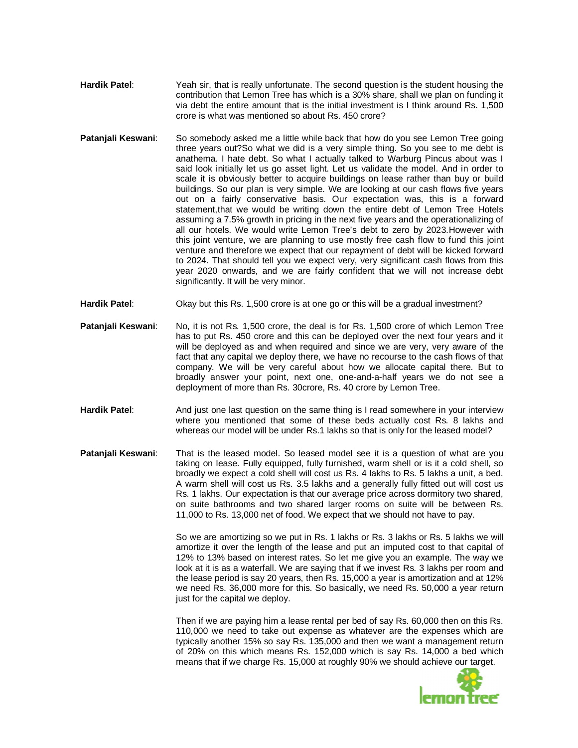**Hardik Patel**: Yeah sir, that is really unfortunate. The second question is the student housing the contribution that Lemon Tree has which is a 30% share, shall we plan on funding it via debt the entire amount that is the initial investment is I think around Rs. 1,500 crore is what was mentioned so about Rs. 450 crore?

**Patanjali Keswani**: So somebody asked me a little while back that how do you see Lemon Tree going three years out?So what we did is a very simple thing. So you see to me debt is anathema. I hate debt. So what I actually talked to Warburg Pincus about was I said look initially let us go asset light. Let us validate the model. And in order to scale it is obviously better to acquire buildings on lease rather than buy or build buildings. So our plan is very simple. We are looking at our cash flows five years out on a fairly conservative basis. Our expectation was, this is a forward statement,that we would be writing down the entire debt of Lemon Tree Hotels assuming a 7.5% growth in pricing in the next five years and the operationalizing of all our hotels. We would write Lemon Tree's debt to zero by 2023.However with this joint venture, we are planning to use mostly free cash flow to fund this joint venture and therefore we expect that our repayment of debt will be kicked forward to 2024. That should tell you we expect very, very significant cash flows from this year 2020 onwards, and we are fairly confident that we will not increase debt significantly. It will be very minor.

**Hardik Patel**: Okay but this Rs. 1,500 crore is at one go or this will be a gradual investment?

**Patanjali Keswani**: No, it is not Rs. 1,500 crore, the deal is for Rs. 1,500 crore of which Lemon Tree has to put Rs. 450 crore and this can be deployed over the next four years and it will be deployed as and when required and since we are very, very aware of the fact that any capital we deploy there, we have no recourse to the cash flows of that company. We will be very careful about how we allocate capital there. But to broadly answer your point, next one, one-and-a-half years we do not see a deployment of more than Rs. 30crore, Rs. 40 crore by Lemon Tree.

**Hardik Patel**: And just one last question on the same thing is I read somewhere in your interview where you mentioned that some of these beds actually cost Rs. 8 lakhs and whereas our model will be under Rs.1 lakhs so that is only for the leased model?

**Patanjali Keswani**: That is the leased model. So leased model see it is a question of what are you taking on lease. Fully equipped, fully furnished, warm shell or is it a cold shell, so broadly we expect a cold shell will cost us Rs. 4 lakhs to Rs. 5 lakhs a unit, a bed. A warm shell will cost us Rs. 3.5 lakhs and a generally fully fitted out will cost us Rs. 1 lakhs. Our expectation is that our average price across dormitory two shared, on suite bathrooms and two shared larger rooms on suite will be between Rs. 11,000 to Rs. 13,000 net of food. We expect that we should not have to pay.

So we are amortizing so we put in Rs. 1 lakhs or Rs. 3 lakhs or Rs. 5 lakhs we will amortize it over the length of the lease and put an imputed cost to that capital of 12% to 13% based on interest rates. So let me give you an example. The way we look at it is as a waterfall. We are saying that if we invest Rs. 3 lakhs per room and the lease period is say 20 years, then Rs. 15,000 a year is amortization and at 12% we need Rs. 36,000 more for this. So basically, we need Rs. 50,000 a year return just for the capital we deploy.

Then if we are paying him a lease rental per bed of say Rs. 60,000 then on this Rs. 110,000 we need to take out expense as whatever are the expenses which are typically another 15% so say Rs. 135,000 and then we want a management return of 20% on this which means Rs. 152,000 which is say Rs. 14,000 a bed which means that if we charge Rs. 15,000 at roughly 90% we should achieve our target.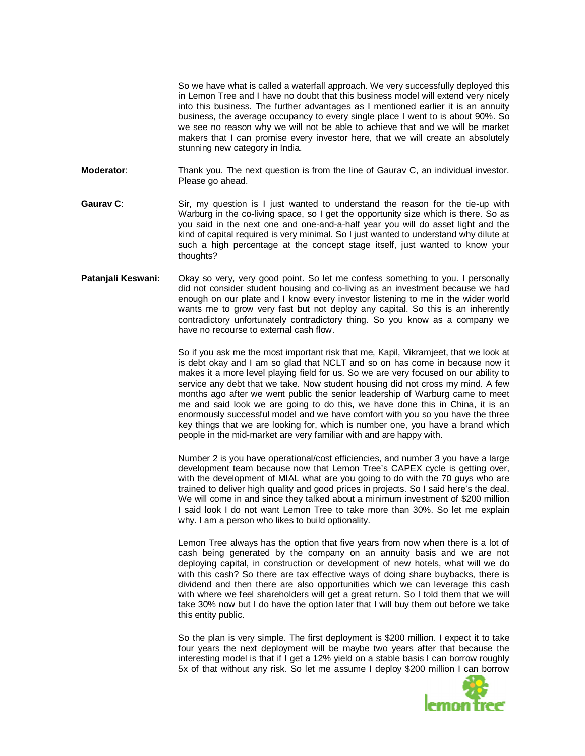So we have what is called a waterfall approach. We very successfully deployed this in Lemon Tree and I have no doubt that this business model will extend very nicely into this business. The further advantages as I mentioned earlier it is an annuity business, the average occupancy to every single place I went to is about 90%. So we see no reason why we will not be able to achieve that and we will be market makers that I can promise every investor here, that we will create an absolutely stunning new category in India.

**Moderator**: Thank you. The next question is from the line of Gaurav C, an individual investor. Please go ahead.

**Gaurav C**: Sir, my question is I just wanted to understand the reason for the tie-up with Warburg in the co-living space, so I get the opportunity size which is there. So as you said in the next one and one-and-a-half year you will do asset light and the kind of capital required is very minimal. So I just wanted to understand why dilute at such a high percentage at the concept stage itself, just wanted to know your thoughts?

**Patanjali Keswani:** Okay so very, very good point. So let me confess something to you. I personally did not consider student housing and co-living as an investment because we had enough on our plate and I know every investor listening to me in the wider world wants me to grow very fast but not deploy any capital. So this is an inherently contradictory unfortunately contradictory thing. So you know as a company we have no recourse to external cash flow.

So if you ask me the most important risk that me, Kapil, Vikramjeet, that we look at is debt okay and I am so glad that NCLT and so on has come in because now it makes it a more level playing field for us. So we are very focused on our ability to service any debt that we take. Now student housing did not cross my mind. A few months ago after we went public the senior leadership of Warburg came to meet me and said look we are going to do this, we have done this in China, it is an enormously successful model and we have comfort with you so you have the three key things that we are looking for, which is number one, you have a brand which people in the mid-market are very familiar with and are happy with.

Number 2 is you have operational/cost efficiencies, and number 3 you have a large development team because now that Lemon Tree's CAPEX cycle is getting over, with the development of MIAL what are you going to do with the 70 guys who are trained to deliver high quality and good prices in projects. So I said here's the deal. We will come in and since they talked about a minimum investment of $200 million I said look I do not want Lemon Tree to take more than 30%. So let me explain why. I am a person who likes to build optionality.

Lemon Tree always has the option that five years from now when there is a lot of cash being generated by the company on an annuity basis and we are not deploying capital, in construction or development of new hotels, what will we do with this cash? So there are tax effective ways of doing share buybacks, there is dividend and then there are also opportunities which we can leverage this cash with where we feel shareholders will get a great return. So I told them that we will take 30% now but I do have the option later that I will buy them out before we take this entity public.

So the plan is very simple. The first deployment is $200 million. I expect it to take four years the next deployment will be maybe two years after that because the interesting model is that if I get a 12% yield on a stable basis I can borrow roughly 5x of that without any risk. So let me assume I deploy $200 million I can borrow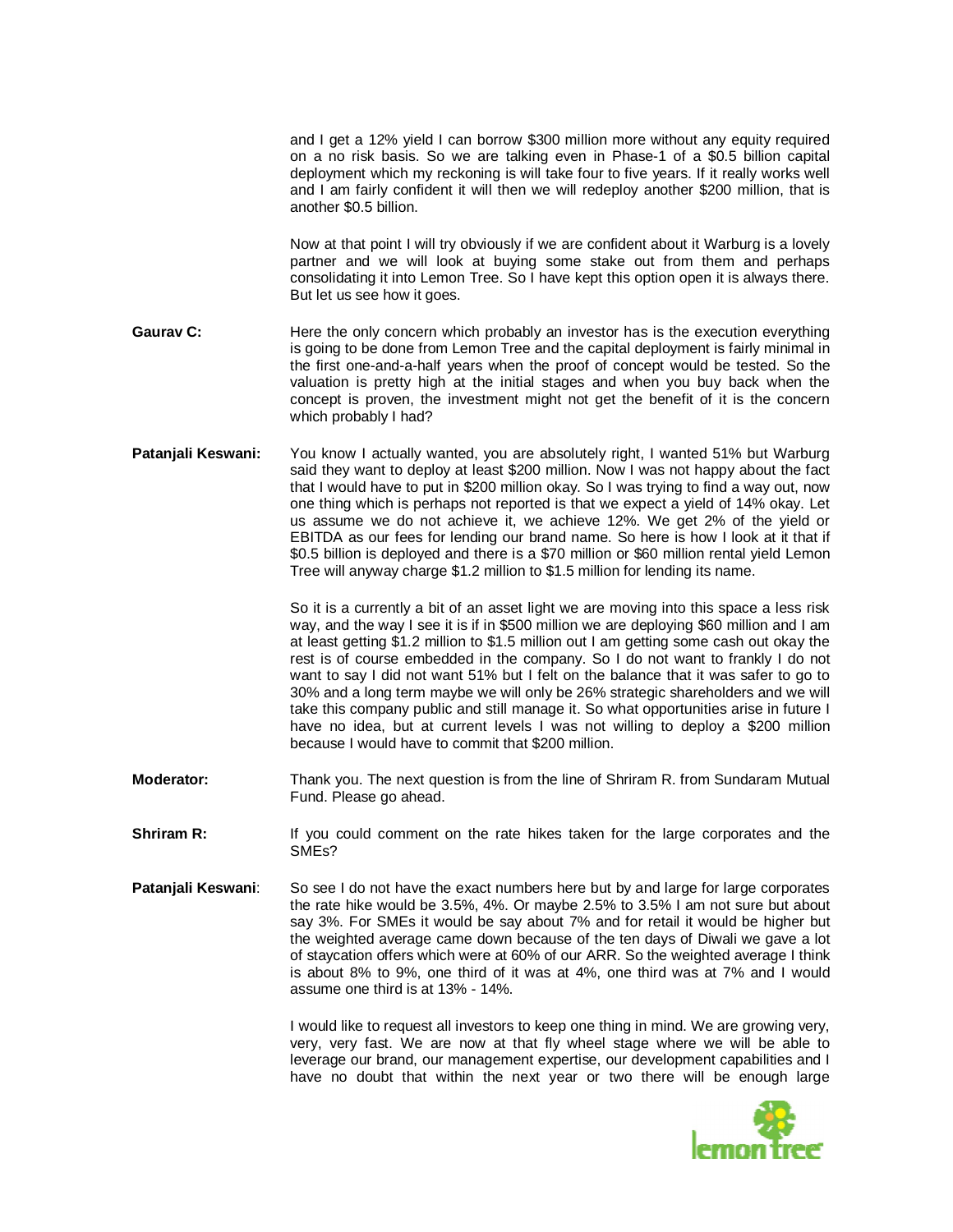and I get a 12% yield I can borrow $300 million more without any equity required on a no risk basis. So we are talking even in Phase-1 of a $0.5 billion capital deployment which my reckoning is will take four to five years. If it really works well and I am fairly confident it will then we will redeploy another $200 million, that is another $0.5 billion.

Now at that point I will try obviously if we are confident about it Warburg is a lovely partner and we will look at buying some stake out from them and perhaps consolidating it into Lemon Tree. So I have kept this option open it is always there. But let us see how it goes.

**Gaurav C:** Here the only concern which probably an investor has is the execution everything is going to be done from Lemon Tree and the capital deployment is fairly minimal in the first one-and-a-half years when the proof of concept would be tested. So the valuation is pretty high at the initial stages and when you buy back when the concept is proven, the investment might not get the benefit of it is the concern which probably I had?

**Patanjali Keswani:** You know I actually wanted, you are absolutely right, I wanted 51% but Warburg said they want to deploy at least $200 million. Now I was not happy about the fact that I would have to put in $200 million okay. So I was trying to find a way out, now one thing which is perhaps not reported is that we expect a yield of 14% okay. Let us assume we do not achieve it, we achieve 12%. We get 2% of the yield or EBITDA as our fees for lending our brand name. So here is how I look at it that if $0.5 billion is deployed and there is a $70 million or $60 million rental yield Lemon Tree will anyway charge $1.2 million to $1.5 million for lending its name.

So it is a currently a bit of an asset light we are moving into this space a less risk way, and the way I see it is if in $500 million we are deploying $60 million and I am at least getting $1.2 million to $1.5 million out I am getting some cash out okay the rest is of course embedded in the company. So I do not want to frankly I do not want to say I did not want 51% but I felt on the balance that it was safer to go to 30% and a long term maybe we will only be 26% strategic shareholders and we will take this company public and still manage it. So what opportunities arise in future I have no idea, but at current levels I was not willing to deploy a $200 million because I would have to commit that $200 million.

**Moderator:** Thank you. The next question is from the line of Shriram R. from Sundaram Mutual Fund. Please go ahead.

**Shriram R:** If you could comment on the rate hikes taken for the large corporates and the SMEs?

**Patanjali Keswani**: So see I do not have the exact numbers here but by and large for large corporates the rate hike would be 3.5%, 4%. Or maybe 2.5% to 3.5% I am not sure but about say 3%. For SMEs it would be say about 7% and for retail it would be higher but the weighted average came down because of the ten days of Diwali we gave a lot of staycation offers which were at 60% of our ARR. So the weighted average I think is about 8% to 9%, one third of it was at 4%, one third was at 7% and I would assume one third is at 13% - 14%.

I would like to request all investors to keep one thing in mind. We are growing very, very, very fast. We are now at that fly wheel stage where we will be able to leverage our brand, our management expertise, our development capabilities and I have no doubt that within the next year or two there will be enough large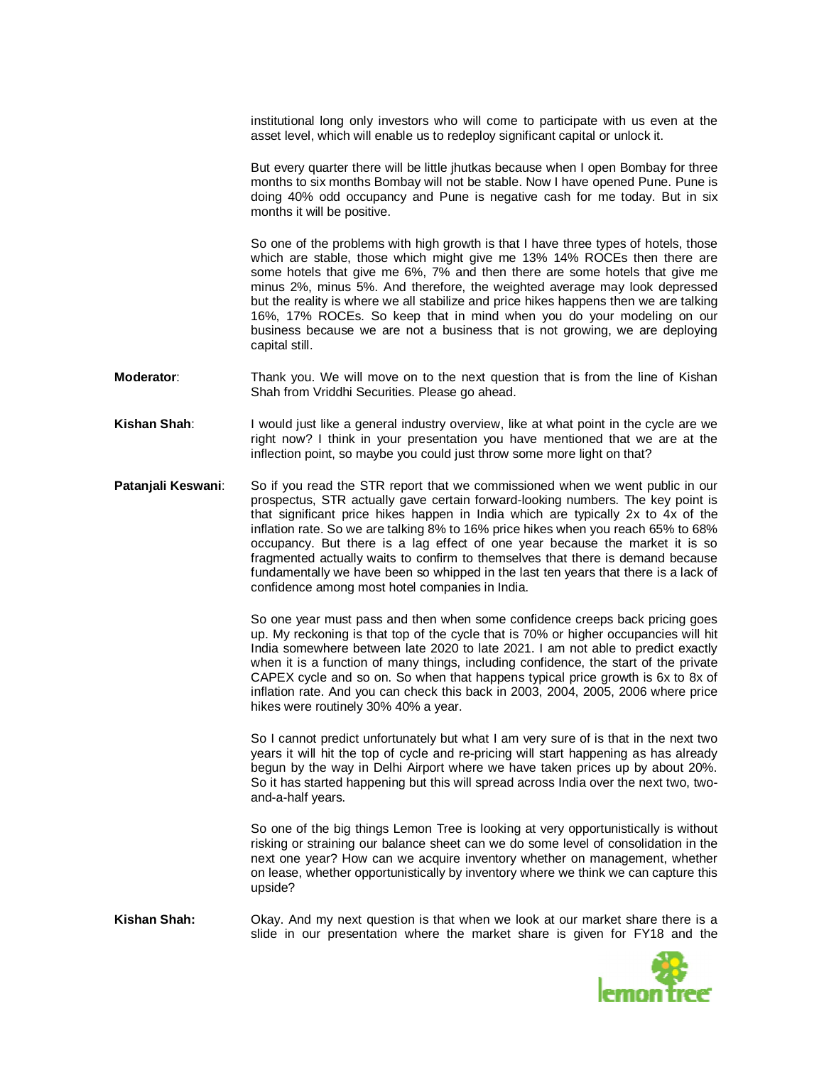institutional long only investors who will come to participate with us even at the asset level, which will enable us to redeploy significant capital or unlock it.

But every quarter there will be little jhutkas because when I open Bombay for three months to six months Bombay will not be stable. Now I have opened Pune. Pune is doing 40% odd occupancy and Pune is negative cash for me today. But in six months it will be positive.

So one of the problems with high growth is that I have three types of hotels, those which are stable, those which might give me 13% 14% ROCEs then there are some hotels that give me 6%, 7% and then there are some hotels that give me minus 2%, minus 5%. And therefore, the weighted average may look depressed but the reality is where we all stabilize and price hikes happens then we are talking 16%, 17% ROCEs. So keep that in mind when you do your modeling on our business because we are not a business that is not growing, we are deploying capital still.

**Moderator**: Thank you. We will move on to the next question that is from the line of Kishan Shah from Vriddhi Securities. Please go ahead.

**Kishan Shah**: I would just like a general industry overview, like at what point in the cycle are we right now? I think in your presentation you have mentioned that we are at the inflection point, so maybe you could just throw some more light on that?

**Patanjali Keswani**: So if you read the STR report that we commissioned when we went public in our prospectus, STR actually gave certain forward-looking numbers. The key point is that significant price hikes happen in India which are typically 2x to 4x of the inflation rate. So we are talking 8% to 16% price hikes when you reach 65% to 68% occupancy. But there is a lag effect of one year because the market it is so fragmented actually waits to confirm to themselves that there is demand because fundamentally we have been so whipped in the last ten years that there is a lack of confidence among most hotel companies in India.

So one year must pass and then when some confidence creeps back pricing goes up. My reckoning is that top of the cycle that is 70% or higher occupancies will hit India somewhere between late 2020 to late 2021. I am not able to predict exactly when it is a function of many things, including confidence, the start of the private CAPEX cycle and so on. So when that happens typical price growth is 6x to 8x of inflation rate. And you can check this back in 2003, 2004, 2005, 2006 where price hikes were routinely 30% 40% a year.

So I cannot predict unfortunately but what I am very sure of is that in the next two years it will hit the top of cycle and re-pricing will start happening as has already begun by the way in Delhi Airport where we have taken prices up by about 20%. So it has started happening but this will spread across India over the next two, two-and-a-half years.

So one of the big things Lemon Tree is looking at very opportunistically is without risking or straining our balance sheet can we do some level of consolidation in the next one year? How can we acquire inventory whether on management, whether on lease, whether opportunistically by inventory where we think we can capture this upside?

**Kishan Shah:** Okay. And my next question is that when we look at our market share there is a slide in our presentation where the market share is given for FY18 and the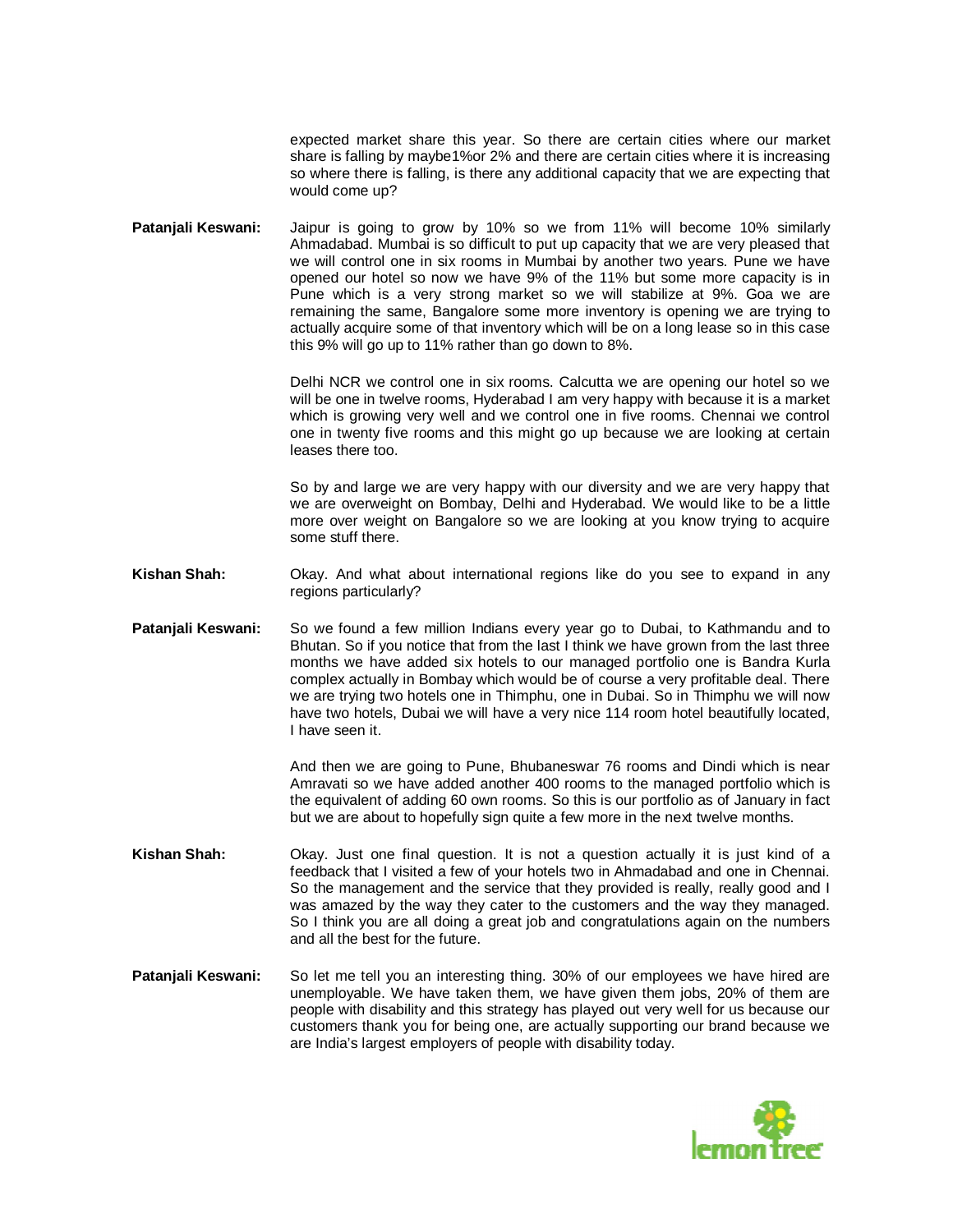expected market share this year. So there are certain cities where our market share is falling by maybe1%or 2% and there are certain cities where it is increasing so where there is falling, is there any additional capacity that we are expecting that would come up?

**Patanjali Keswani:** Jaipur is going to grow by 10% so we from 11% will become 10% similarly Ahmadabad. Mumbai is so difficult to put up capacity that we are very pleased that we will control one in six rooms in Mumbai by another two years. Pune we have opened our hotel so now we have 9% of the 11% but some more capacity is in Pune which is a very strong market so we will stabilize at 9%. Goa we are remaining the same, Bangalore some more inventory is opening we are trying to actually acquire some of that inventory which will be on a long lease so in this case this 9% will go up to 11% rather than go down to 8%.

Delhi NCR we control one in six rooms. Calcutta we are opening our hotel so we will be one in twelve rooms, Hyderabad I am very happy with because it is a market which is growing very well and we control one in five rooms. Chennai we control one in twenty five rooms and this might go up because we are looking at certain leases there too.

So by and large we are very happy with our diversity and we are very happy that we are overweight on Bombay, Delhi and Hyderabad. We would like to be a little more over weight on Bangalore so we are looking at you know trying to acquire some stuff there.

**Kishan Shah:** Okay. And what about international regions like do you see to expand in any regions particularly?

**Patanjali Keswani:** So we found a few million Indians every year go to Dubai, to Kathmandu and to Bhutan. So if you notice that from the last I think we have grown from the last three months we have added six hotels to our managed portfolio one is Bandra Kurla complex actually in Bombay which would be of course a very profitable deal. There we are trying two hotels one in Thimphu, one in Dubai. So in Thimphu we will now have two hotels, Dubai we will have a very nice 114 room hotel beautifully located, I have seen it.

And then we are going to Pune, Bhubaneswar 76 rooms and Dindi which is near Amravati so we have added another 400 rooms to the managed portfolio which is the equivalent of adding 60 own rooms. So this is our portfolio as of January in fact but we are about to hopefully sign quite a few more in the next twelve months.

**Kishan Shah:** Okay. Just one final question. It is not a question actually it is just kind of a feedback that I visited a few of your hotels two in Ahmadabad and one in Chennai. So the management and the service that they provided is really, really good and I was amazed by the way they cater to the customers and the way they managed. So I think you are all doing a great job and congratulations again on the numbers and all the best for the future.

**Patanjali Keswani:** So let me tell you an interesting thing. 30% of our employees we have hired are unemployable. We have taken them, we have given them jobs, 20% of them are people with disability and this strategy has played out very well for us because our customers thank you for being one, are actually supporting our brand because we are India's largest employers of people with disability today.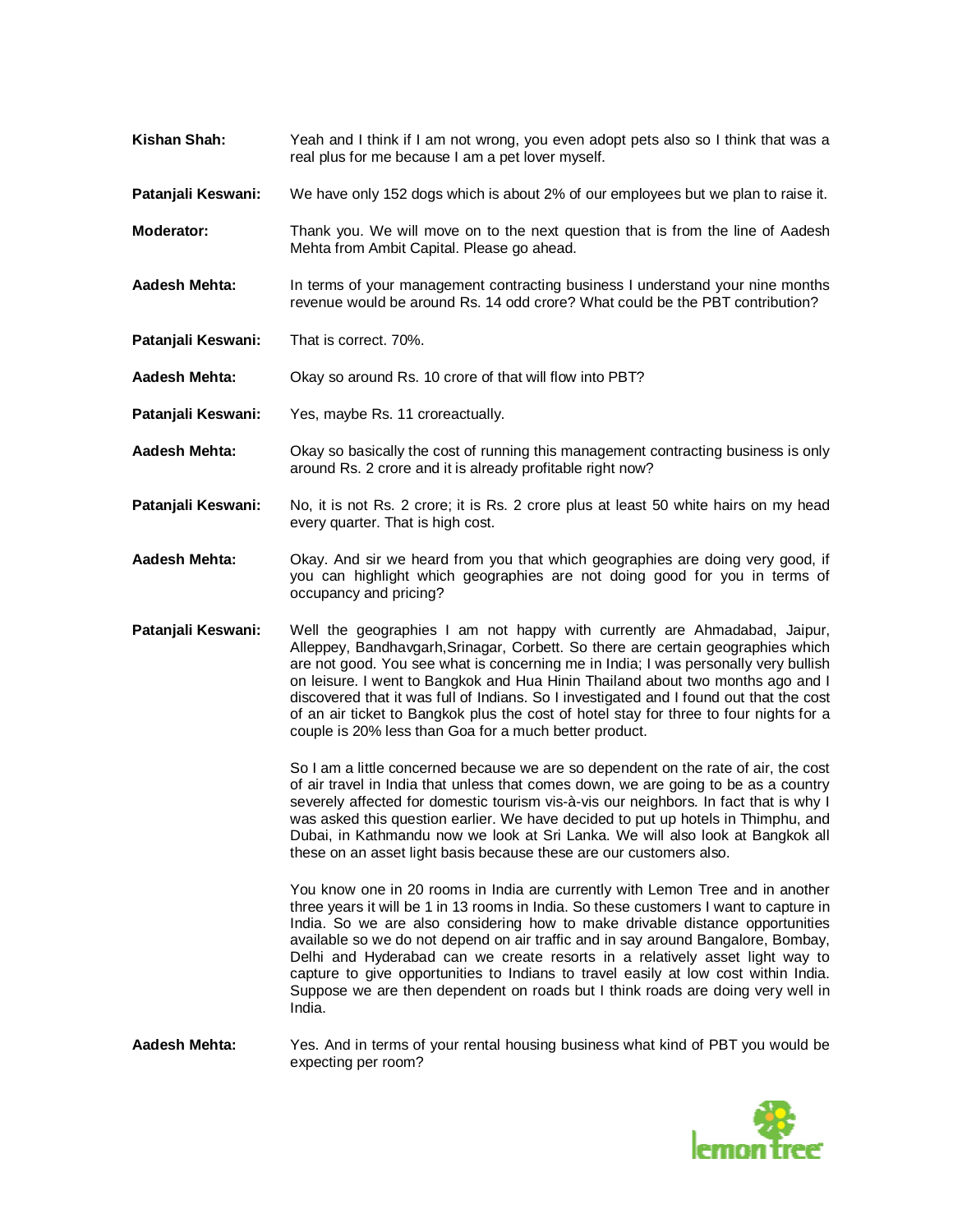**Kishan Shah:** Yeah and I think if I am not wrong, you even adopt pets also so I think that was a real plus for me because I am a pet lover myself.

**Patanjali Keswani:** We have only 152 dogs which is about 2% of our employees but we plan to raise it.

**Moderator:** Thank you. We will move on to the next question that is from the line of Aadesh Mehta from Ambit Capital. Please go ahead.

**Aadesh Mehta:** In terms of your management contracting business I understand your nine months revenue would be around Rs. 14 odd crore? What could be the PBT contribution?

**Patanjali Keswani:** That is correct. 70%.

**Aadesh Mehta:** Okay so around Rs. 10 crore of that will flow into PBT?

**Patanjali Keswani:** Yes, maybe Rs. 11 croreactually.

**Aadesh Mehta:** Okay so basically the cost of running this management contracting business is only around Rs. 2 crore and it is already profitable right now?

**Patanjali Keswani:** No, it is not Rs. 2 crore; it is Rs. 2 crore plus at least 50 white hairs on my head every quarter. That is high cost.

**Aadesh Mehta:** Okay. And sir we heard from you that which geographies are doing very good, if you can highlight which geographies are not doing good for you in terms of occupancy and pricing?

**Patanjali Keswani:** Well the geographies I am not happy with currently are Ahmadabad, Jaipur, Alleppey, Bandhavgarh,Srinagar, Corbett. So there are certain geographies which are not good. You see what is concerning me in India; I was personally very bullish on leisure. I went to Bangkok and Hua Hinin Thailand about two months ago and I discovered that it was full of Indians. So I investigated and I found out that the cost of an air ticket to Bangkok plus the cost of hotel stay for three to four nights for a couple is 20% less than Goa for a much better product.

So I am a little concerned because we are so dependent on the rate of air, the cost of air travel in India that unless that comes down, we are going to be as a country severely affected for domestic tourism vis-à-vis our neighbors. In fact that is why I was asked this question earlier. We have decided to put up hotels in Thimphu, and Dubai, in Kathmandu now we look at Sri Lanka. We will also look at Bangkok all these on an asset light basis because these are our customers also.

You know one in 20 rooms in India are currently with Lemon Tree and in another three years it will be 1 in 13 rooms in India. So these customers I want to capture in India. So we are also considering how to make drivable distance opportunities available so we do not depend on air traffic and in say around Bangalore, Bombay, Delhi and Hyderabad can we create resorts in a relatively asset light way to capture to give opportunities to Indians to travel easily at low cost within India. Suppose we are then dependent on roads but I think roads are doing very well in India.

**Aadesh Mehta:** Yes. And in terms of your rental housing business what kind of PBT you would be expecting per room?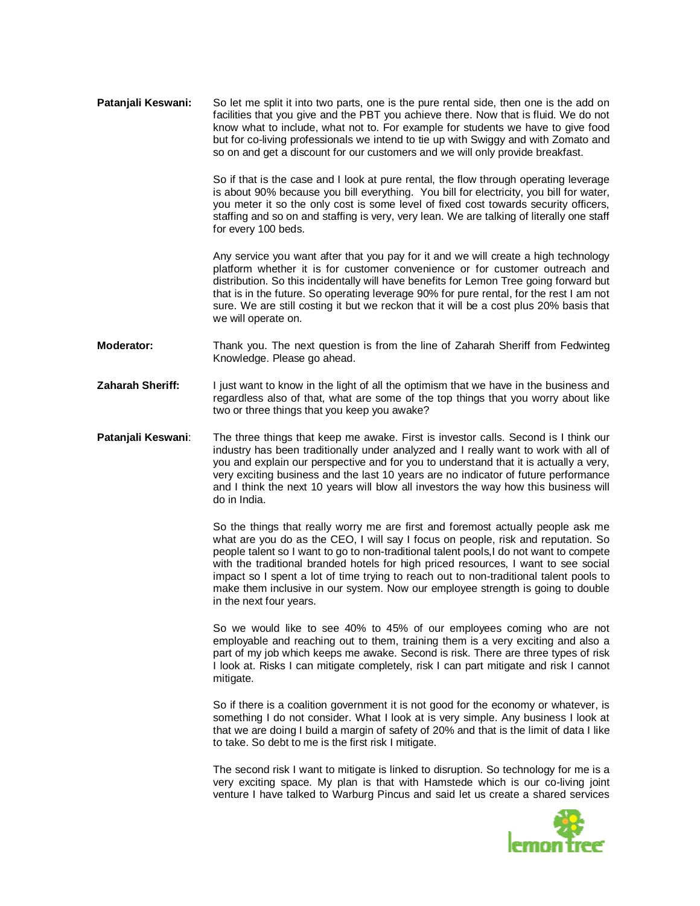**Patanjali Keswani:** So let me split it into two parts, one is the pure rental side, then one is the add on facilities that you give and the PBT you achieve there. Now that is fluid. We do not know what to include, what not to. For example for students we have to give food but for co-living professionals we intend to tie up with Swiggy and with Zomato and so on and get a discount for our customers and we will only provide breakfast.

So if that is the case and I look at pure rental, the flow through operating leverage is about 90% because you bill everything. You bill for electricity, you bill for water, you meter it so the only cost is some level of fixed cost towards security officers, staffing and so on and staffing is very, very lean. We are talking of literally one staff for every 100 beds.

Any service you want after that you pay for it and we will create a high technology platform whether it is for customer convenience or for customer outreach and distribution. So this incidentally will have benefits for Lemon Tree going forward but that is in the future. So operating leverage 90% for pure rental, for the rest I am not sure. We are still costing it but we reckon that it will be a cost plus 20% basis that we will operate on.

**Moderator:** Thank you. The next question is from the line of Zaharah Sheriff from Fedwinteg Knowledge. Please go ahead.

**Zaharah Sheriff:** I just want to know in the light of all the optimism that we have in the business and regardless also of that, what are some of the top things that you worry about like two or three things that you keep you awake?

**Patanjali Keswani**: The three things that keep me awake. First is investor calls. Second is I think our industry has been traditionally under analyzed and I really want to work with all of you and explain our perspective and for you to understand that it is actually a very, very exciting business and the last 10 years are no indicator of future performance and I think the next 10 years will blow all investors the way how this business will do in India.

So the things that really worry me are first and foremost actually people ask me what are you do as the CEO, I will say I focus on people, risk and reputation. So people talent so I want to go to non-traditional talent pools,I do not want to compete with the traditional branded hotels for high priced resources, I want to see social impact so I spent a lot of time trying to reach out to non-traditional talent pools to make them inclusive in our system. Now our employee strength is going to double in the next four years.

So we would like to see 40% to 45% of our employees coming who are not employable and reaching out to them, training them is a very exciting and also a part of my job which keeps me awake. Second is risk. There are three types of risk I look at. Risks I can mitigate completely, risk I can part mitigate and risk I cannot mitigate.

So if there is a coalition government it is not good for the economy or whatever, is something I do not consider. What I look at is very simple. Any business I look at that we are doing I build a margin of safety of 20% and that is the limit of data I like to take. So debt to me is the first risk I mitigate.

The second risk I want to mitigate is linked to disruption. So technology for me is a very exciting space. My plan is that with Hamstede which is our co-living joint venture I have talked to Warburg Pincus and said let us create a shared services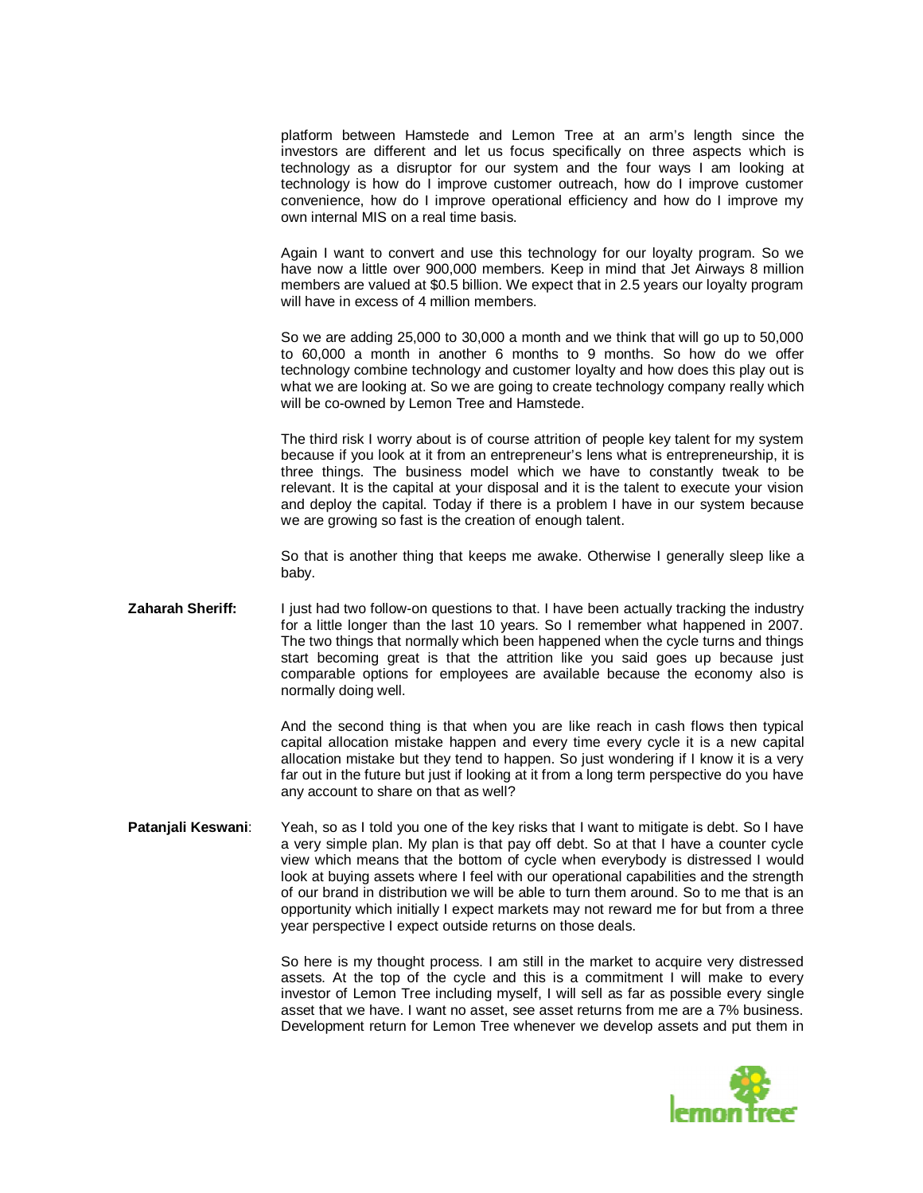platform between Hamstede and Lemon Tree at an arm's length since the investors are different and let us focus specifically on three aspects which is technology as a disruptor for our system and the four ways I am looking at technology is how do I improve customer outreach, how do I improve customer convenience, how do I improve operational efficiency and how do I improve my own internal MIS on a real time basis.

Again I want to convert and use this technology for our loyalty program. So we have now a little over 900,000 members. Keep in mind that Jet Airways 8 million members are valued at $0.5 billion. We expect that in 2.5 years our loyalty program will have in excess of 4 million members.

So we are adding 25,000 to 30,000 a month and we think that will go up to 50,000 to 60,000 a month in another 6 months to 9 months. So how do we offer technology combine technology and customer loyalty and how does this play out is what we are looking at. So we are going to create technology company really which will be co-owned by Lemon Tree and Hamstede.

The third risk I worry about is of course attrition of people key talent for my system because if you look at it from an entrepreneur's lens what is entrepreneurship, it is three things. The business model which we have to constantly tweak to be relevant. It is the capital at your disposal and it is the talent to execute your vision and deploy the capital. Today if there is a problem I have in our system because we are growing so fast is the creation of enough talent.

So that is another thing that keeps me awake. Otherwise I generally sleep like a baby.

**Zaharah Sheriff:** I just had two follow-on questions to that. I have been actually tracking the industry for a little longer than the last 10 years. So I remember what happened in 2007. The two things that normally which been happened when the cycle turns and things start becoming great is that the attrition like you said goes up because just comparable options for employees are available because the economy also is normally doing well.

And the second thing is that when you are like reach in cash flows then typical capital allocation mistake happen and every time every cycle it is a new capital allocation mistake but they tend to happen. So just wondering if I know it is a very far out in the future but just if looking at it from a long term perspective do you have any account to share on that as well?

**Patanjali Keswani**: Yeah, so as I told you one of the key risks that I want to mitigate is debt. So I have a very simple plan. My plan is that pay off debt. So at that I have a counter cycle view which means that the bottom of cycle when everybody is distressed I would look at buying assets where I feel with our operational capabilities and the strength of our brand in distribution we will be able to turn them around. So to me that is an opportunity which initially I expect markets may not reward me for but from a three year perspective I expect outside returns on those deals.

So here is my thought process. I am still in the market to acquire very distressed assets. At the top of the cycle and this is a commitment I will make to every investor of Lemon Tree including myself, I will sell as far as possible every single asset that we have. I want no asset, see asset returns from me are a 7% business. Development return for Lemon Tree whenever we develop assets and put them in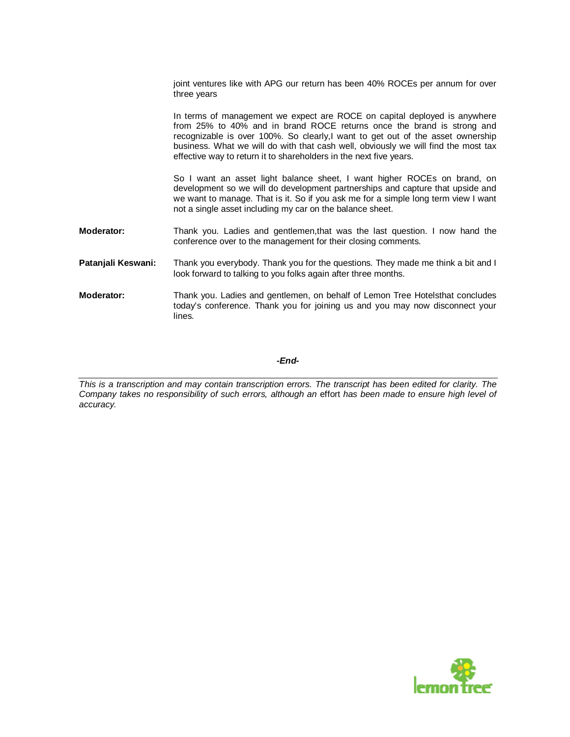joint ventures like with APG our return has been 40% ROCEs per annum for over three years

In terms of management we expect are ROCE on capital deployed is anywhere from 25% to 40% and in brand ROCE returns once the brand is strong and recognizable is over 100%. So clearly,I want to get out of the asset ownership business. What we will do with that cash well, obviously we will find the most tax effective way to return it to shareholders in the next five years.

So I want an asset light balance sheet, I want higher ROCEs on brand, on development so we will do development partnerships and capture that upside and we want to manage. That is it. So if you ask me for a simple long term view I want not a single asset including my car on the balance sheet.

**Moderator:** Thank you. Ladies and gentlemen,that was the last question. I now hand the conference over to the management for their closing comments.

**Patanjali Keswani:** Thank you everybody. Thank you for the questions. They made me think a bit and I look forward to talking to you folks again after three months.

**Moderator:** Thank you. Ladies and gentlemen, on behalf of Lemon Tree Hotelsthat concludes today's conference. Thank you for joining us and you may now disconnect your lines.

***-End-***

---

*This is a transcription and may contain transcription errors. The transcript has been edited for clarity. The Company takes no responsibility of such errors, although an* effort *has been made to ensure high level of accuracy.*